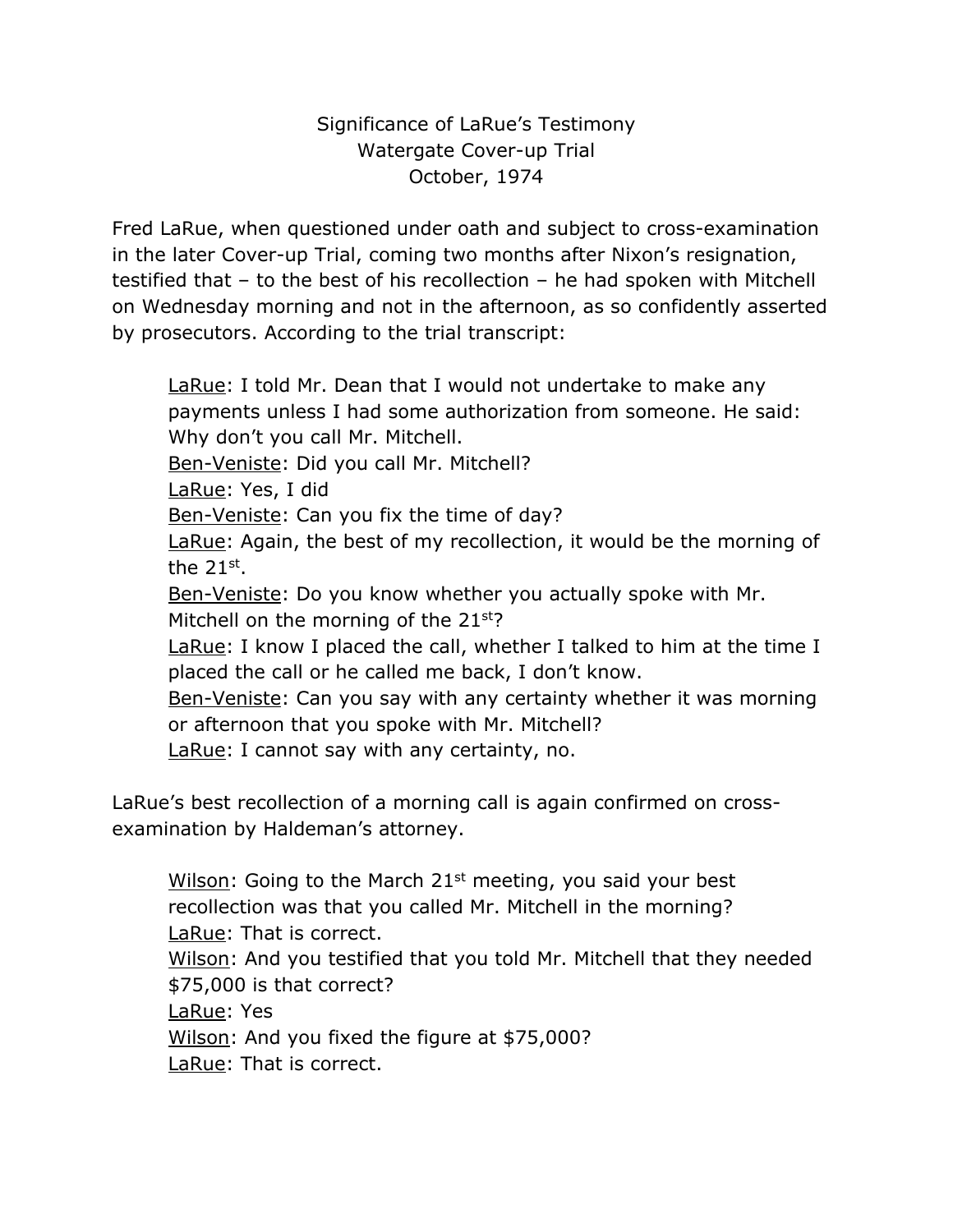# Significance of LaRue's Testimony
## Watergate Cover-up Trial
## October, 1974

Fred LaRue, when questioned under oath and subject to cross-examination in the later Cover-up Trial, coming two months after Nixon's resignation, testified that – to the best of his recollection – he had spoken with Mitchell on Wednesday morning and not in the afternoon, as so confidently asserted by prosecutors. According to the trial transcript:

> LaRue: I told Mr. Dean that I would not undertake to make any payments unless I had some authorization from someone. He said: Why don't you call Mr. Mitchell.
> Ben-Veniste: Did you call Mr. Mitchell?
> LaRue: Yes, I did
> Ben-Veniste: Can you fix the time of day?
> LaRue: Again, the best of my recollection, it would be the morning of the 21st.
> Ben-Veniste: Do you know whether you actually spoke with Mr. Mitchell on the morning of the 21st?
> LaRue: I know I placed the call, whether I talked to him at the time I placed the call or he called me back, I don't know.
> Ben-Veniste: Can you say with any certainty whether it was morning or afternoon that you spoke with Mr. Mitchell?
> LaRue: I cannot say with any certainty, no.

LaRue's best recollection of a morning call is again confirmed on cross-examination by Haldeman's attorney.

> Wilson: Going to the March 21st meeting, you said your best recollection was that you called Mr. Mitchell in the morning?
> LaRue: That is correct.
> Wilson: And you testified that you told Mr. Mitchell that they needed \$75,000 is that correct?
> LaRue: Yes
> Wilson: And you fixed the figure at \$75,000?
> LaRue: That is correct.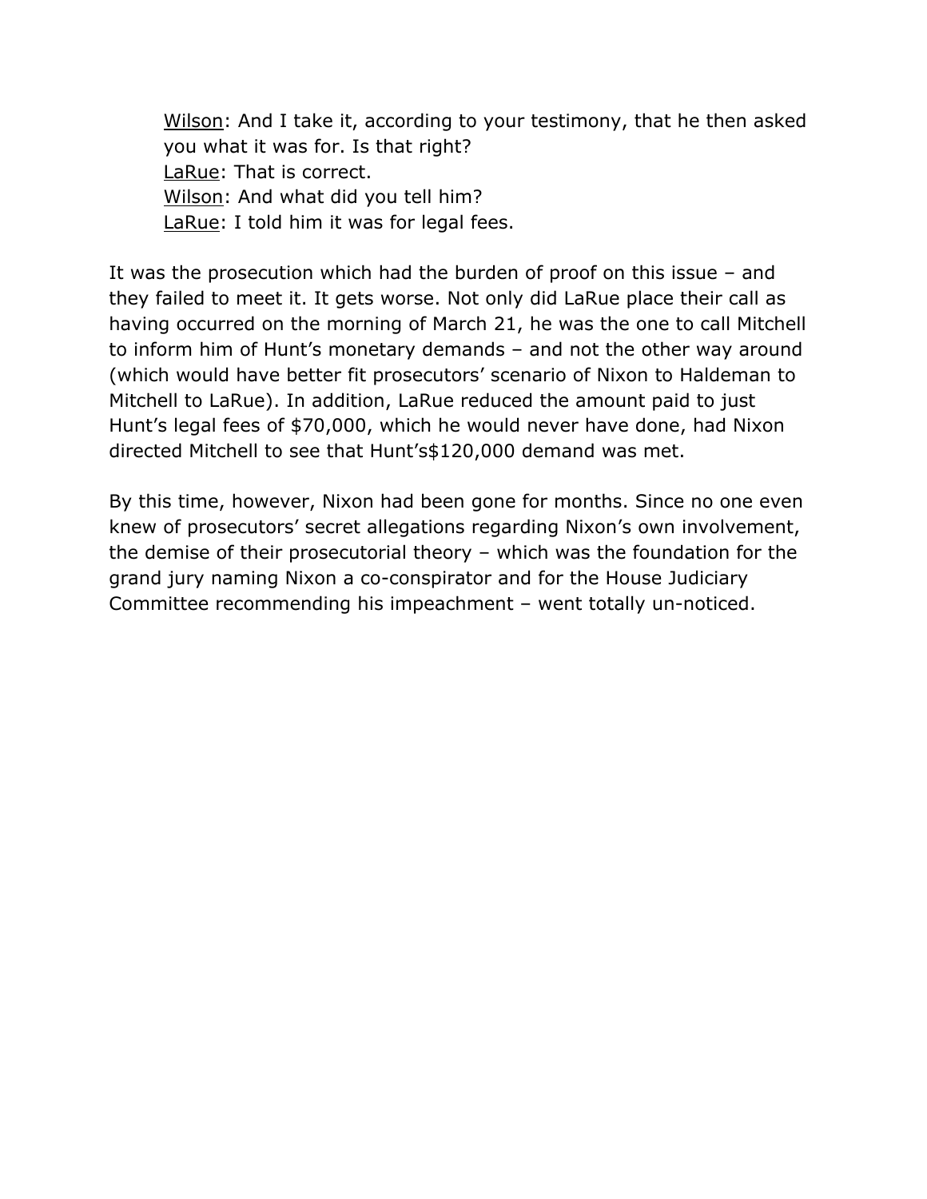> <u>Wilson</u>: And I take it, according to your testimony, that he then asked you what it was for. Is that right?
> <u>LaRue</u>: That is correct.
> <u>Wilson</u>: And what did you tell him?
> <u>LaRue</u>: I told him it was for legal fees.

It was the prosecution which had the burden of proof on this issue – and they failed to meet it. It gets worse. Not only did LaRue place their call as having occurred on the morning of March 21, he was the one to call Mitchell to inform him of Hunt's monetary demands – and not the other way around (which would have better fit prosecutors' scenario of Nixon to Haldeman to Mitchell to LaRue). In addition, LaRue reduced the amount paid to just Hunt's legal fees of $70,000, which he would never have done, had Nixon directed Mitchell to see that Hunt's$120,000 demand was met.

By this time, however, Nixon had been gone for months. Since no one even knew of prosecutors' secret allegations regarding Nixon's own involvement, the demise of their prosecutorial theory – which was the foundation for the grand jury naming Nixon a co-conspirator and for the House Judiciary Committee recommending his impeachment – went totally un-noticed.